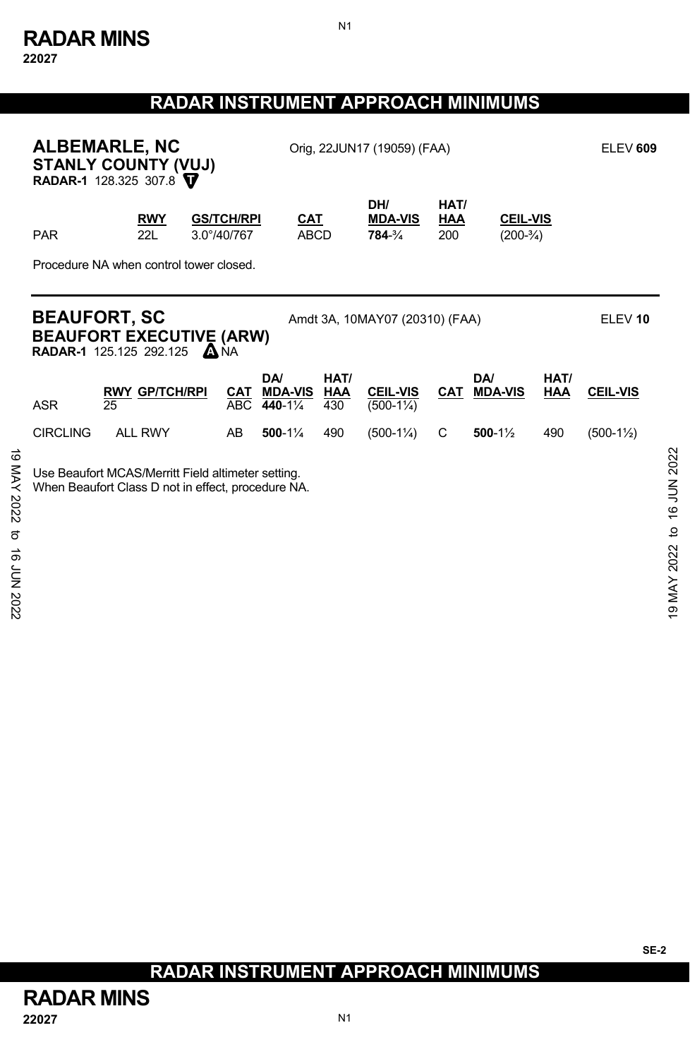# RADAR INSTRUMENT APPROACH MINIMUMS

## ALBEMARLE, NC
### STANLY COUNTY (VUJ)

Orig, 22JUN17 (19059) (FAA) ELEV **609**

**RADAR-1** 128.325 307.8 T

| | RWY | GS/TCH/RPI | CAT | DH/ MDA-VIS | HAT/ HAA | CEIL-VIS |
|---|---|---|---|---|---|---|
| PAR | 22L | 3.0°/40/767 | ABCD | **784**-¾ | 200 | (200-¾) |

Procedure NA when control tower closed.

## BEAUFORT, SC
### BEAUFORT EXECUTIVE (ARW)

Amdt 3A, 10MAY07 (20310) (FAA) ELEV **10**

**RADAR-1** 125.125 292.125 A NA

| | RWY | GP/TCH/RPI | CAT | DA/ MDA-VIS | HAT/ HAA | CEIL-VIS | CAT | DA/ MDA-VIS | HAT/ HAA | CEIL-VIS |
|---|---|---|---|---|---|---|---|---|---|---|
| ASR | 25 | | ABC | **440**-1¼ | 430 | (500-1¼) | | | | |
| CIRCLING | ALL RWY | | AB | **500**-1¼ | 490 | (500-1¼) | C | **500**-1½ | 490 | (500-1½) |

Use Beaufort MCAS/Merritt Field altimeter setting.
When Beaufort Class D not in effect, procedure NA.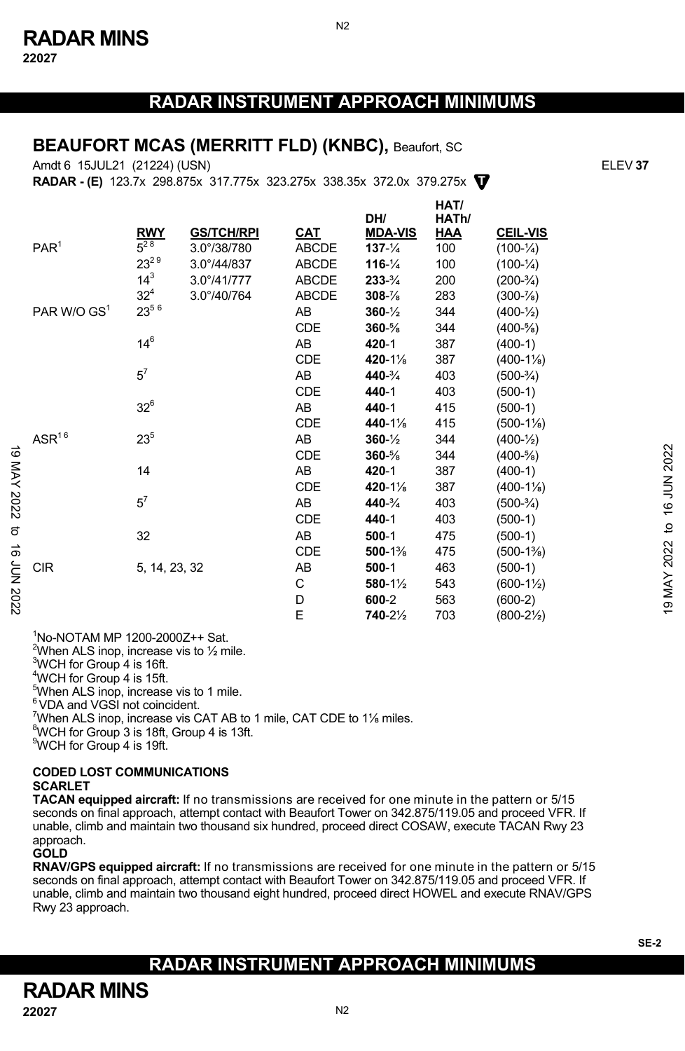# RADAR INSTRUMENT APPROACH MINIMUMS

## BEAUFORT MCAS (MERRITT FLD) (KNBC), Beaufort, SC

Amdt 6 15JUL21 (21224) (USN) ELEV **37**

**RADAR - (E)** 123.7x 298.875x 317.775x 323.275x 338.35x 372.0x 379.275x

| | RWY | GS/TCH/RPI | CAT | DH/ MDA-VIS | HAT/ HATh/ HAA | CEIL-VIS |
|---|---|---|---|---|---|---|
| PAR[1] | 5[2,8] | 3.0°/38/780 | ABCDE | **137**-¼ | 100 | (100-¼) |
| | 23[2,9] | 3.0°/44/837 | ABCDE | **116**-¼ | 100 | (100-¼) |
| | 14[3] | 3.0°/41/777 | ABCDE | **233**-¾ | 200 | (200-¾) |
| | 32[4] | 3.0°/40/764 | ABCDE | **308**-⅞ | 283 | (300-⅞) |
| PAR W/O GS[1] | 23[5,6] | | AB | **360**-½ | 344 | (400-½) |
| | | | CDE | **360**-⅝ | 344 | (400-⅝) |
| | 14[6] | | AB | **420**-1 | 387 | (400-1) |
| | | | CDE | **420**-1⅛ | 387 | (400-1⅛) |
| | 5[7] | | AB | **440**-¾ | 403 | (500-¾) |
| | | | CDE | **440**-1 | 403 | (500-1) |
| | 32[6] | | AB | **440**-1 | 415 | (500-1) |
| | | | CDE | **440**-1⅛ | 415 | (500-1⅛) |
| ASR[1,6] | 23[5] | | AB | **360**-½ | 344 | (400-½) |
| | | | CDE | **360**-⅝ | 344 | (400-⅝) |
| | 14 | | AB | **420**-1 | 387 | (400-1) |
| | | | CDE | **420**-1⅛ | 387 | (400-1⅛) |
| | 5[7] | | AB | **440**-¾ | 403 | (500-¾) |
| | | | CDE | **440**-1 | 403 | (500-1) |
| | 32 | | AB | **500**-1 | 475 | (500-1) |
| | | | CDE | **500**-1⅜ | 475 | (500-1⅜) |
| CIR | 5, 14, 23, 32 | | AB | **500**-1 | 463 | (500-1) |
| | | | C | **580**-1½ | 543 | (600-1½) |
| | | | D | **600**-2 | 563 | (600-2) |
| | | | E | **740**-2½ | 703 | (800-2½) |

[1]No-NOTAM MP 1200-2000Z++ Sat.
[2]When ALS inop, increase vis to ½ mile.
[3]WCH for Group 4 is 16ft.
[4]WCH for Group 4 is 15ft.
[5]When ALS inop, increase vis to 1 mile.
[6]VDA and VGSI not coincident.
[7]When ALS inop, increase vis CAT AB to 1 mile, CAT CDE to 1⅛ miles.
[8]WCH for Group 3 is 18ft, Group 4 is 13ft.
[9]WCH for Group 4 is 19ft.

**CODED LOST COMMUNICATIONS**

**SCARLET**

**TACAN equipped aircraft:** If no transmissions are received for one minute in the pattern or 5/15 seconds on final approach, attempt contact with Beaufort Tower on 342.875/119.05 and proceed VFR. If unable, climb and maintain two thousand six hundred, proceed direct COSAW, execute TACAN Rwy 23 approach.

**GOLD**

**RNAV/GPS equipped aircraft:** If no transmissions are received for one minute in the pattern or 5/15 seconds on final approach, attempt contact with Beaufort Tower on 342.875/119.05 and proceed VFR. If unable, climb and maintain two thousand eight hundred, proceed direct HOWEL and execute RNAV/GPS Rwy 23 approach.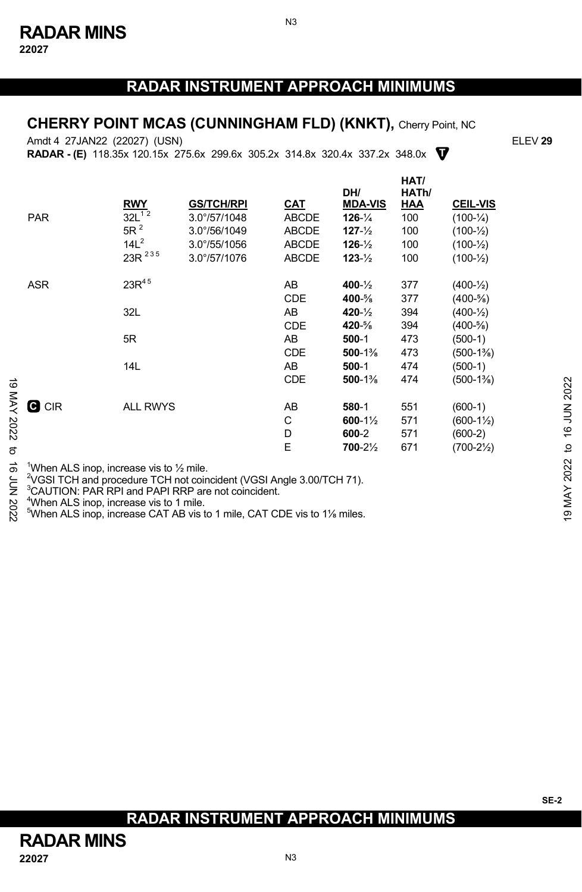# RADAR INSTRUMENT APPROACH MINIMUMS

## CHERRY POINT MCAS (CUNNINGHAM FLD) (KNKT), Cherry Point, NC

Amdt 4 27JAN22 (22027) (USN) ELEV **29**

**RADAR - (E)** 118.35x 120.15x 275.6x 299.6x 305.2x 314.8x 320.4x 337.2x 348.0x

| | RWY | GS/TCH/RPI | CAT | DH/ MDA-VIS | HAT/ HATh/ HAA | CEIL-VIS |
|---|---|---|---|---|---|---|
| PAR | 32L [1 2] | 3.0°/57/1048 | ABCDE | **126**-¼ | 100 | (100-¼) |
| | 5R [2] | 3.0°/56/1049 | ABCDE | **127**-½ | 100 | (100-½) |
| | 14L [2] | 3.0°/55/1056 | ABCDE | **126**-½ | 100 | (100-½) |
| | 23R [2 3 5] | 3.0°/57/1076 | ABCDE | **123**-½ | 100 | (100-½) |
| ASR | 23R [4 5] | | AB | **400**-½ | 377 | (400-½) |
| | | | CDE | **400**-⅝ | 377 | (400-⅝) |
| | 32L | | AB | **420**-½ | 394 | (400-½) |
| | | | CDE | **420**-⅝ | 394 | (400-⅝) |
| | 5R | | AB | **500**-1 | 473 | (500-1) |
| | | | CDE | **500**-1⅜ | 473 | (500-1⅜) |
| | 14L | | AB | **500**-1 | 474 | (500-1) |
| | | | CDE | **500**-1⅜ | 474 | (500-1⅜) |
| C CIR | ALL RWYS | | AB | **580**-1 | 551 | (600-1) |
| | | | C | **600**-1½ | 571 | (600-1½) |
| | | | D | **600**-2 | 571 | (600-2) |
| | | | E | **700**-2½ | 671 | (700-2½) |

[1] When ALS inop, increase vis to ½ mile.
[2] VGSI TCH and procedure TCH not coincident (VGSI Angle 3.00/TCH 71).
[3] CAUTION: PAR RPI and PAPI RRP are not coincident.
[4] When ALS inop, increase vis to 1 mile.
[5] When ALS inop, increase CAT AB vis to 1 mile, CAT CDE vis to 1⅛ miles.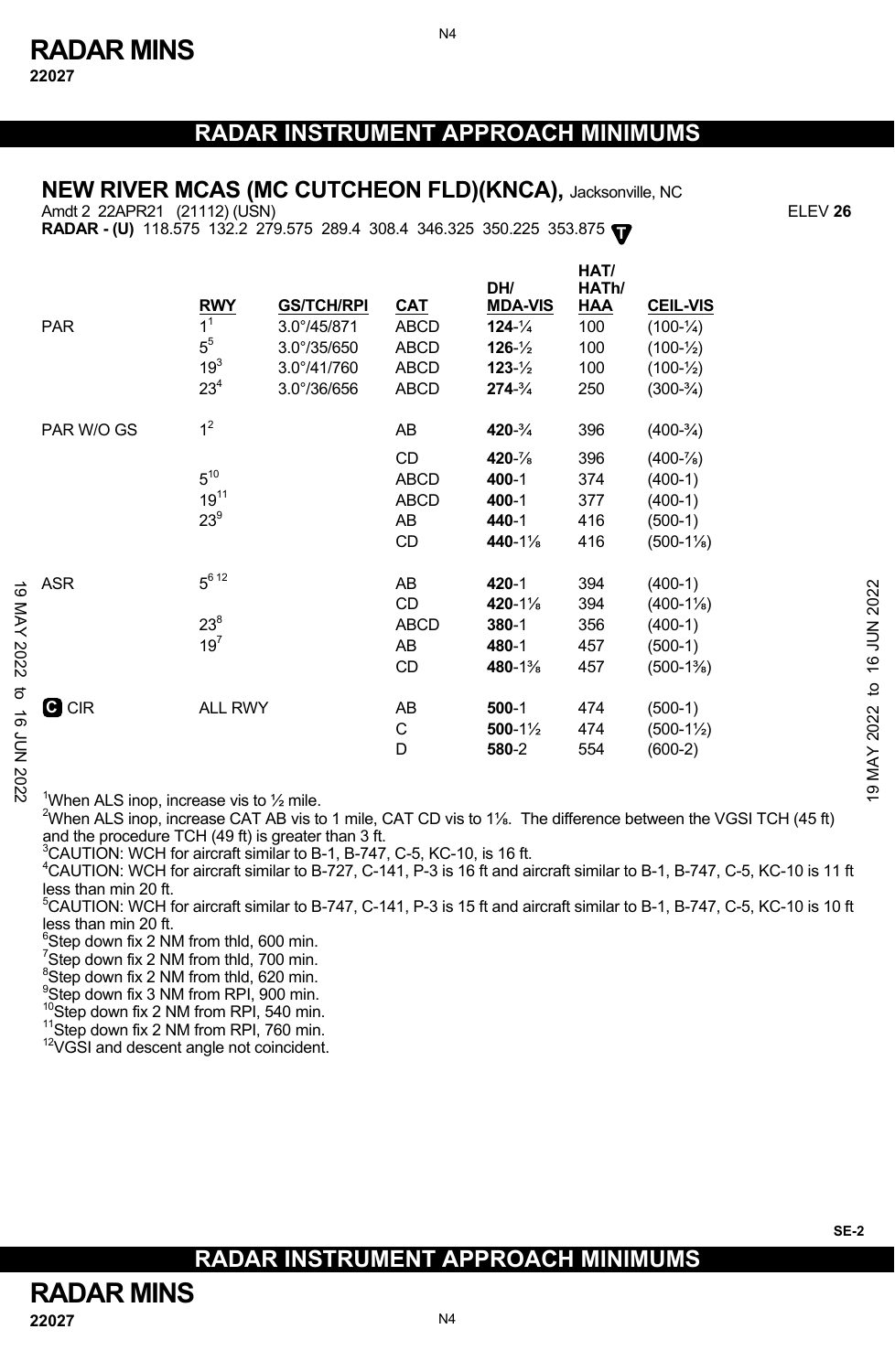# RADAR INSTRUMENT APPROACH MINIMUMS

## NEW RIVER MCAS (MC CUTCHEON FLD)(KNCA), Jacksonville, NC

Amdt 2 22APR21 (21112) (USN) ELEV **26**

**RADAR - (U)** 118.575 132.2 279.575 289.4 308.4 346.325 350.225 353.875

| | RWY | GS/TCH/RPI | CAT | DH/ MDA-VIS | HAT/ HATh/ HAA | CEIL-VIS |
|---|---|---|---|---|---|---|
| PAR | 1[1] | 3.0°/45/871 | ABCD | **124**-¼ | 100 | (100-¼) |
| | 5[5] | 3.0°/35/650 | ABCD | **126**-½ | 100 | (100-½) |
| | 19[3] | 3.0°/41/760 | ABCD | **123**-½ | 100 | (100-½) |
| | 23[4] | 3.0°/36/656 | ABCD | **274**-¾ | 250 | (300-¾) |
| PAR W/O GS | 1[2] | | AB | **420**-¾ | 396 | (400-¾) |
| | | | CD | **420**-⅞ | 396 | (400-⅞) |
| | 5[10] | | ABCD | **400**-1 | 374 | (400-1) |
| | 19[11] | | ABCD | **400**-1 | 377 | (400-1) |
| | 23[9] | | AB | **440**-1 | 416 | (500-1) |
| | | | CD | **440**-1⅛ | 416 | (500-1⅛) |
| ASR | 5[6 12] | | AB | **420**-1 | 394 | (400-1) |
| | | | CD | **420**-1⅛ | 394 | (400-1⅛) |
| | 23[8] | | ABCD | **380**-1 | 356 | (400-1) |
| | 19[7] | | AB | **480**-1 | 457 | (500-1) |
| | | | CD | **480**-1⅜ | 457 | (500-1⅜) |
| C CIR | ALL RWY | | AB | **500**-1 | 474 | (500-1) |
| | | | C | **500**-1½ | 474 | (500-1½) |
| | | | D | **580**-2 | 554 | (600-2) |

[1]When ALS inop, increase vis to ½ mile.
[2]When ALS inop, increase CAT AB vis to 1 mile, CAT CD vis to 1⅛. The difference between the VGSI TCH (45 ft) and the procedure TCH (49 ft) is greater than 3 ft.
[3]CAUTION: WCH for aircraft similar to B-1, B-747, C-5, KC-10, is 16 ft.
[4]CAUTION: WCH for aircraft similar to B-727, C-141, P-3 is 16 ft and aircraft similar to B-1, B-747, C-5, KC-10 is 11 ft less than min 20 ft.
[5]CAUTION: WCH for aircraft similar to B-747, C-141, P-3 is 15 ft and aircraft similar to B-1, B-747, C-5, KC-10 is 10 ft less than min 20 ft.
[6]Step down fix 2 NM from thld, 600 min.
[7]Step down fix 2 NM from thld, 700 min.
[8]Step down fix 2 NM from thld, 620 min.
[9]Step down fix 3 NM from RPI, 900 min.
[10]Step down fix 2 NM from RPI, 540 min.
[11]Step down fix 2 NM from RPI, 760 min.
[12]VGSI and descent angle not coincident.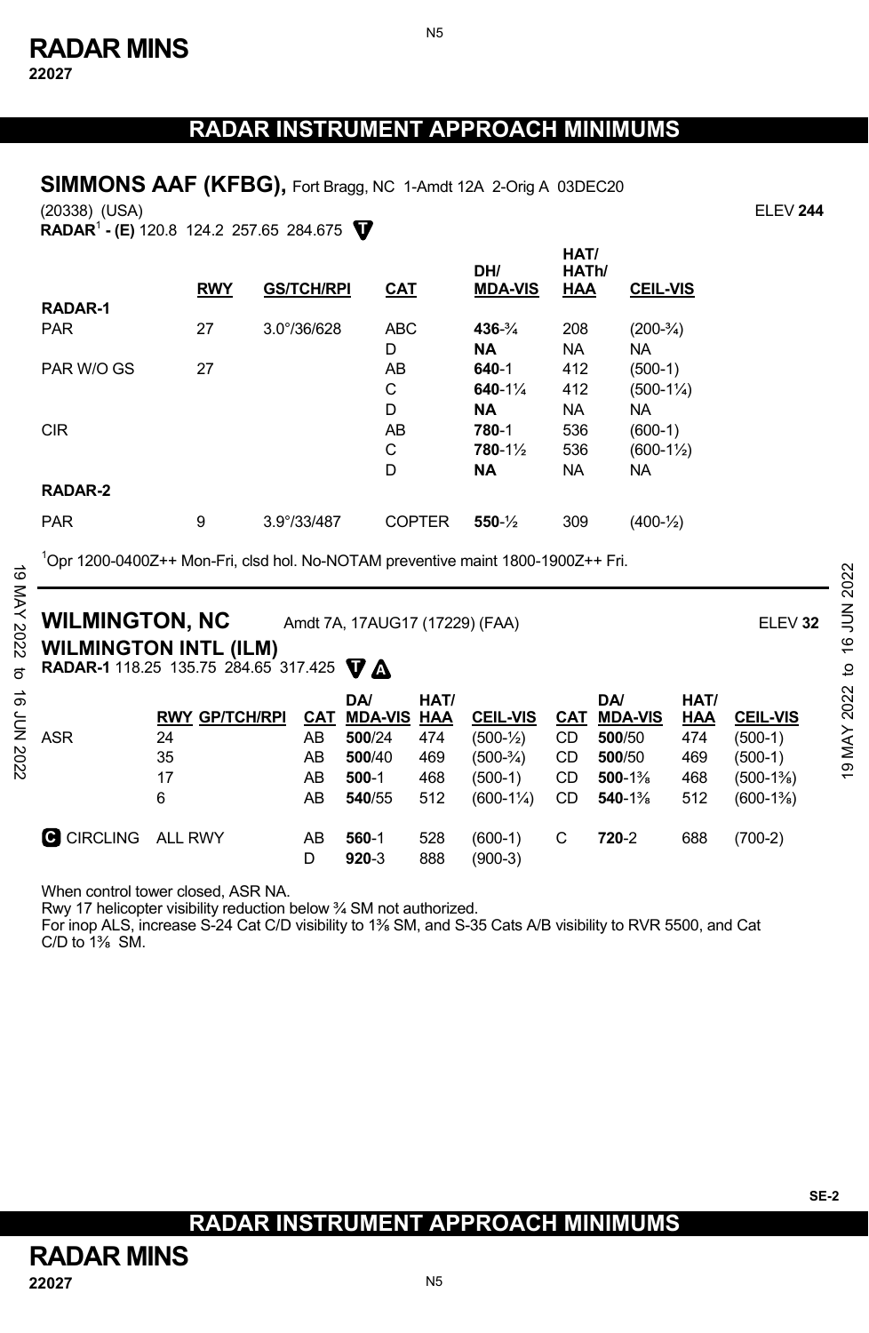# RADAR INSTRUMENT APPROACH MINIMUMS

## SIMMONS AAF (KFBG), Fort Bragg, NC 1-Amdt 12A 2-Orig A 03DEC20

(20338) (USA) ELEV **244**

**RADAR**[1] **- (E)** 120.8 124.2 257.65 284.675 T

| | RWY | GS/TCH/RPI | CAT | DH/ MDA-VIS | HAT/ HATh/ HAA | CEIL-VIS |
|---|---|---|---|---|---|---|
| **RADAR-1** | | | | | | |
| PAR | 27 | 3.0°/36/628 | ABC | **436**-¾ | 208 | (200-¾) |
| | | | D | **NA** | NA | NA |
| PAR W/O GS | 27 | | AB | **640**-1 | 412 | (500-1) |
| | | | C | **640**-1¼ | 412 | (500-1¼) |
| | | | D | **NA** | NA | NA |
| CIR | | | AB | **780**-1 | 536 | (600-1) |
| | | | C | **780**-1½ | 536 | (600-1½) |
| | | | D | **NA** | NA | NA |
| **RADAR-2** | | | | | | |
| PAR | 9 | 3.9°/33/487 | COPTER | **550**-½ | 309 | (400-½) |

[1]Opr 1200-0400Z++ Mon-Fri, clsd hol. No-NOTAM preventive maint 1800-1900Z++ Fri.

## WILMINGTON, NC Amdt 7A, 17AUG17 (17229) (FAA) ELEV **32**

## WILMINGTON INTL (ILM)

**RADAR-1** 118.25 135.75 284.65 317.425 T A

| | RWY | GP/TCH/RPI | CAT | DA/ MDA-VIS | HAT/ HAA | CEIL-VIS | CAT | DA/ MDA-VIS | HAT/ HAA | CEIL-VIS |
|---|---|---|---|---|---|---|---|---|---|---|
| ASR | 24 | | AB | **500**/24 | 474 | (500-½) | CD | **500**/50 | 474 | (500-1) |
| | 35 | | AB | **500**/40 | 469 | (500-¾) | CD | **500**/50 | 469 | (500-1) |
| | 17 | | AB | **500**-1 | 468 | (500-1) | CD | **500**-1⅜ | 468 | (500-1⅜) |
| | 6 | | AB | **540**/55 | 512 | (600-1¼) | CD | **540**-1⅜ | 512 | (600-1⅜) |
| C CIRCLING | ALL RWY | | AB | **560**-1 | 528 | (600-1) | C | **720**-2 | 688 | (700-2) |
| | | | D | **920**-3 | 888 | (900-3) | | | | |

When control tower closed, ASR NA.
Rwy 17 helicopter visibility reduction below ¾ SM not authorized.
For inop ALS, increase S-24 Cat C/D visibility to 1⅜ SM, and S-35 Cats A/B visibility to RVR 5500, and Cat C/D to 1⅜ SM.